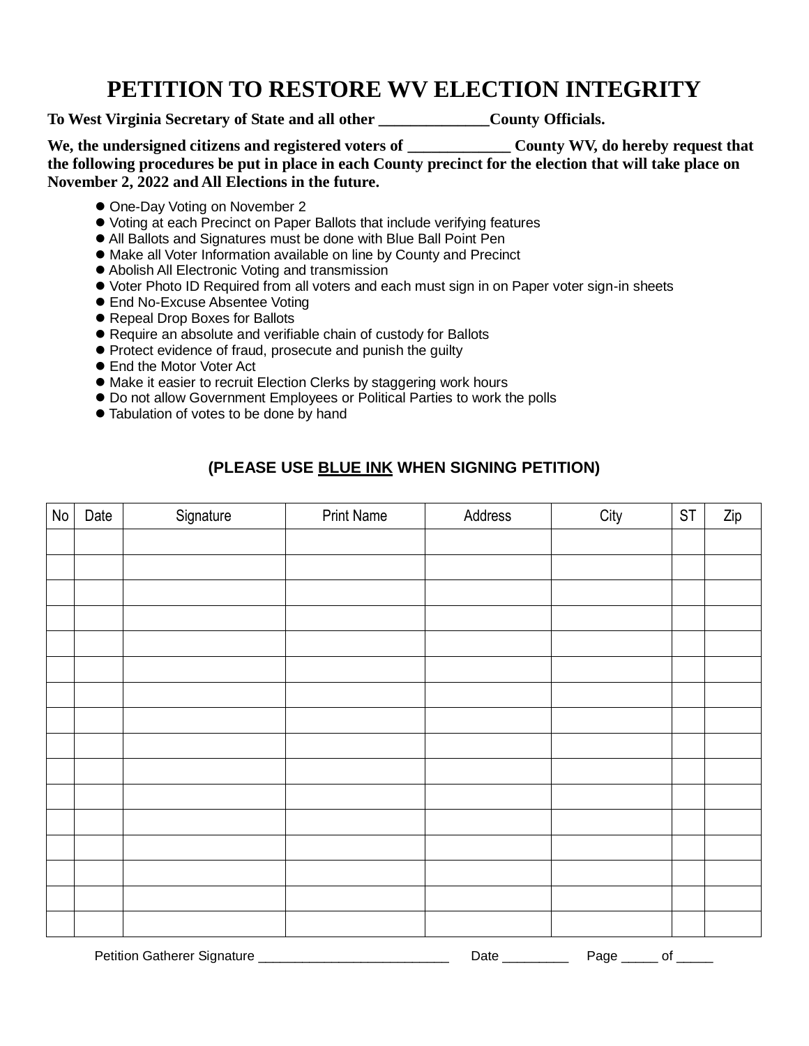# PETITION TO RESTORE WV ELECTION INTEGRITY

**To West Virginia Secretary of State and all other ______________County Officials.**

**We, the undersigned citizens and registered voters of _____________ County WV, do hereby request that the following procedures be put in place in each County precinct for the election that will take place on November 2, 2022 and All Elections in the future.**

- One-Day Voting on November 2
- Voting at each Precinct on Paper Ballots that include verifying features
- All Ballots and Signatures must be done with Blue Ball Point Pen
- Make all Voter Information available on line by County and Precinct
- Abolish All Electronic Voting and transmission
- Voter Photo ID Required from all voters and each must sign in on Paper voter sign-in sheets
- End No-Excuse Absentee Voting
- Repeal Drop Boxes for Ballots
- Require an absolute and verifiable chain of custody for Ballots
- Protect evidence of fraud, prosecute and punish the guilty
- End the Motor Voter Act
- Make it easier to recruit Election Clerks by staggering work hours
- Do not allow Government Employees or Political Parties to work the polls
- Tabulation of votes to be done by hand

**(PLEASE USE BLUE INK WHEN SIGNING PETITION)**

| No | Date | Signature | Print Name | Address | City | ST | Zip |
| --- | --- | --- | --- | --- | --- | --- | --- |
| | | | | | | | |
| | | | | | | | |
| | | | | | | | |
| | | | | | | | |
| | | | | | | | |
| | | | | | | | |
| | | | | | | | |
| | | | | | | | |
| | | | | | | | |
| | | | | | | | |
| | | | | | | | |
| | | | | | | | |
| | | | | | | | |
| | | | | | | | |
| | | | | | | | |
| | | | | | | | |

Petition Gatherer Signature ___________________________ Date _________ Page _____ of _____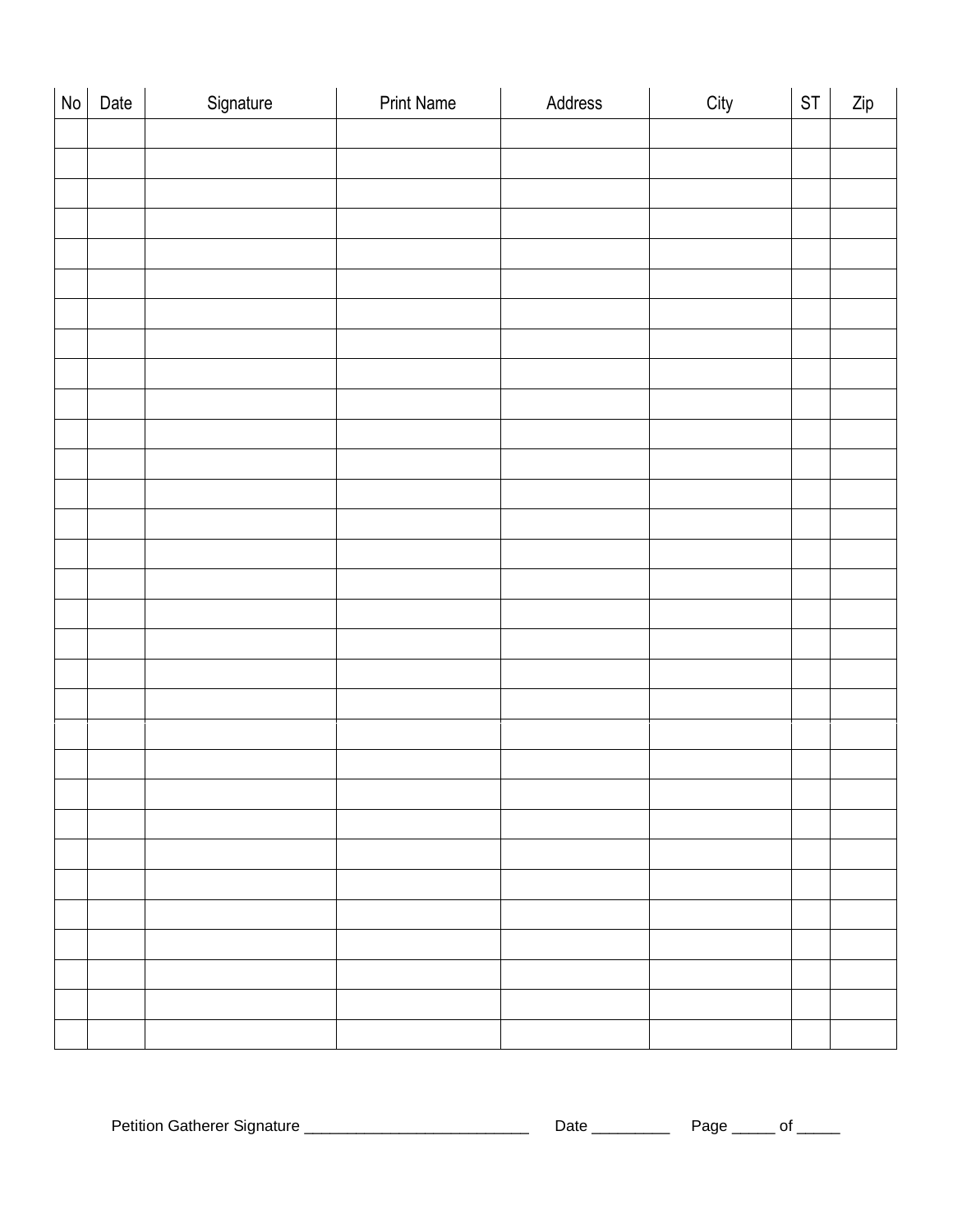| No | Date | Signature | Print Name | Address | City | ST | Zip |
|---|---|---|---|---|---|---|---|
| | | | | | | | |
| | | | | | | | |
| | | | | | | | |
| | | | | | | | |
| | | | | | | | |
| | | | | | | | |
| | | | | | | | |
| | | | | | | | |
| | | | | | | | |
| | | | | | | | |
| | | | | | | | |
| | | | | | | | |
| | | | | | | | |
| | | | | | | | |
| | | | | | | | |
| | | | | | | | |
| | | | | | | | |
| | | | | | | | |
| | | | | | | | |
| | | | | | | | |
| | | | | | | | |
| | | | | | | | |
| | | | | | | | |
| | | | | | | | |
| | | | | | | | |
| | | | | | | | |
| | | | | | | | |
| | | | | | | | |
| | | | | | | | |
| | | | | | | | |
| | | | | | | | |
| | | | | | | | |

Petition Gatherer Signature ___________________________ Date _________ Page _____ of _____